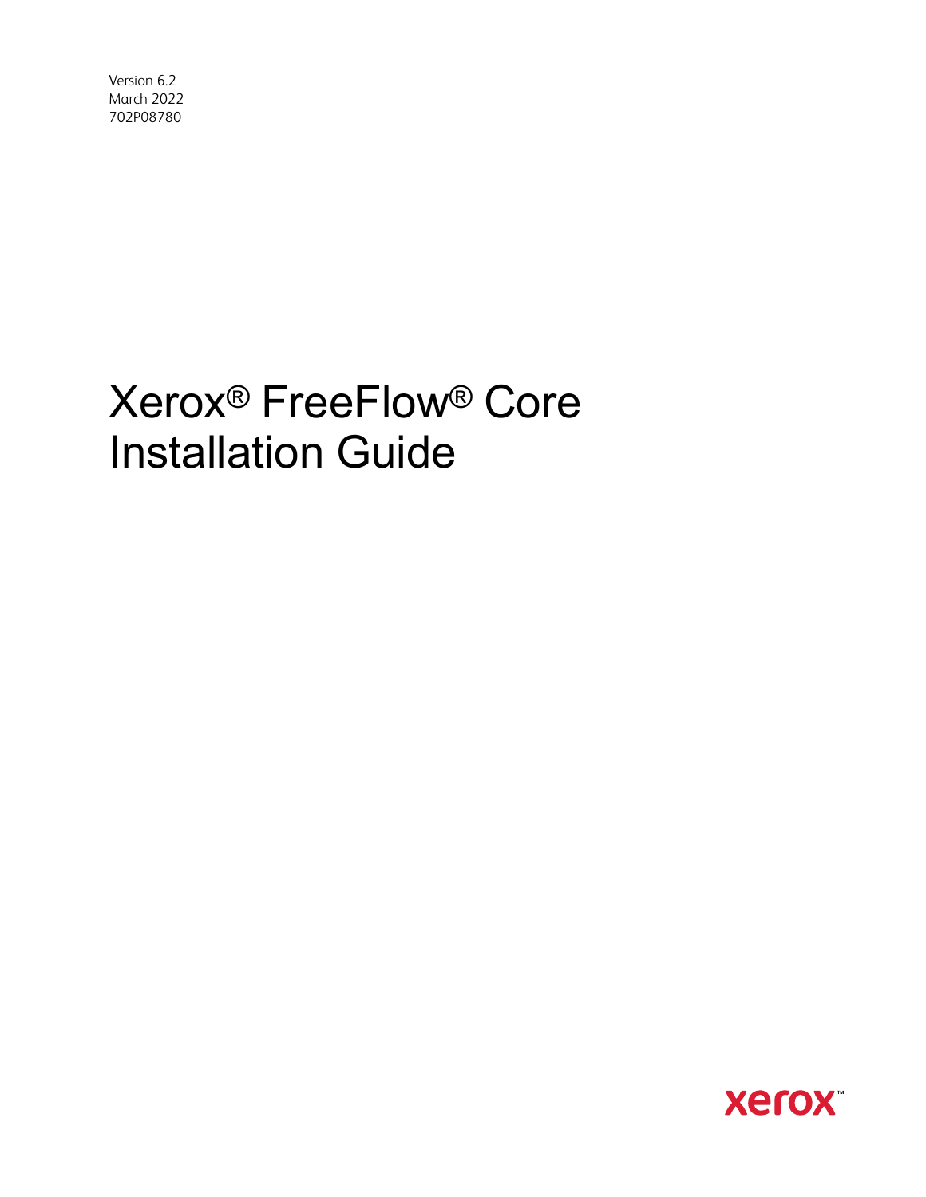Version 6.2
March 2022
702P08780

# Xerox® FreeFlow® Core Installation Guide

xerox™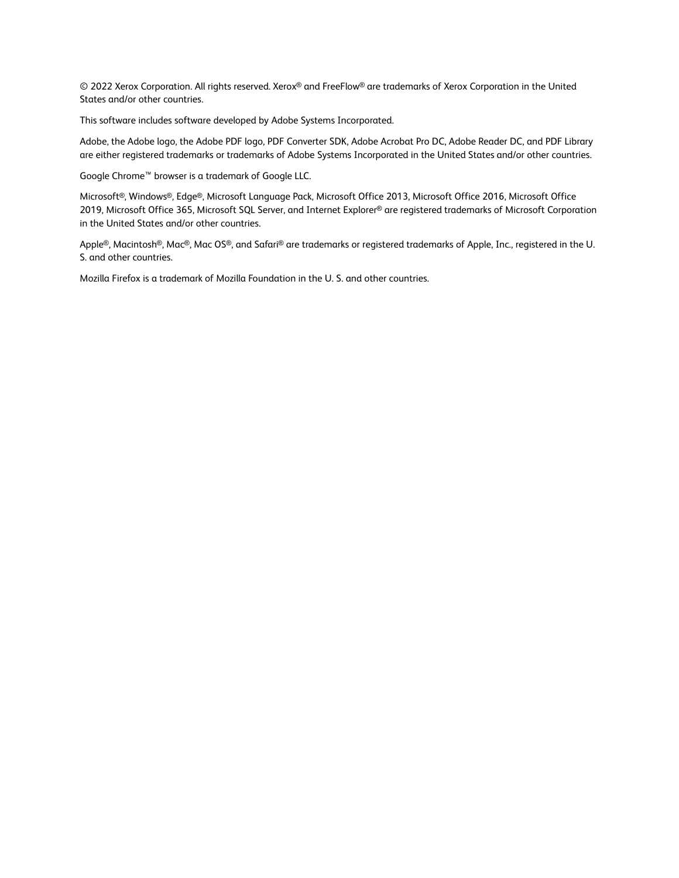© 2022 Xerox Corporation. All rights reserved. Xerox® and FreeFlow® are trademarks of Xerox Corporation in the United States and/or other countries.

This software includes software developed by Adobe Systems Incorporated.

Adobe, the Adobe logo, the Adobe PDF logo, PDF Converter SDK, Adobe Acrobat Pro DC, Adobe Reader DC, and PDF Library are either registered trademarks or trademarks of Adobe Systems Incorporated in the United States and/or other countries.

Google Chrome™ browser is a trademark of Google LLC.

Microsoft®, Windows®, Edge®, Microsoft Language Pack, Microsoft Office 2013, Microsoft Office 2016, Microsoft Office 2019, Microsoft Office 365, Microsoft SQL Server, and Internet Explorer® are registered trademarks of Microsoft Corporation in the United States and/or other countries.

Apple®, Macintosh®, Mac®, Mac OS®, and Safari® are trademarks or registered trademarks of Apple, Inc., registered in the U. S. and other countries.

Mozilla Firefox is a trademark of Mozilla Foundation in the U. S. and other countries.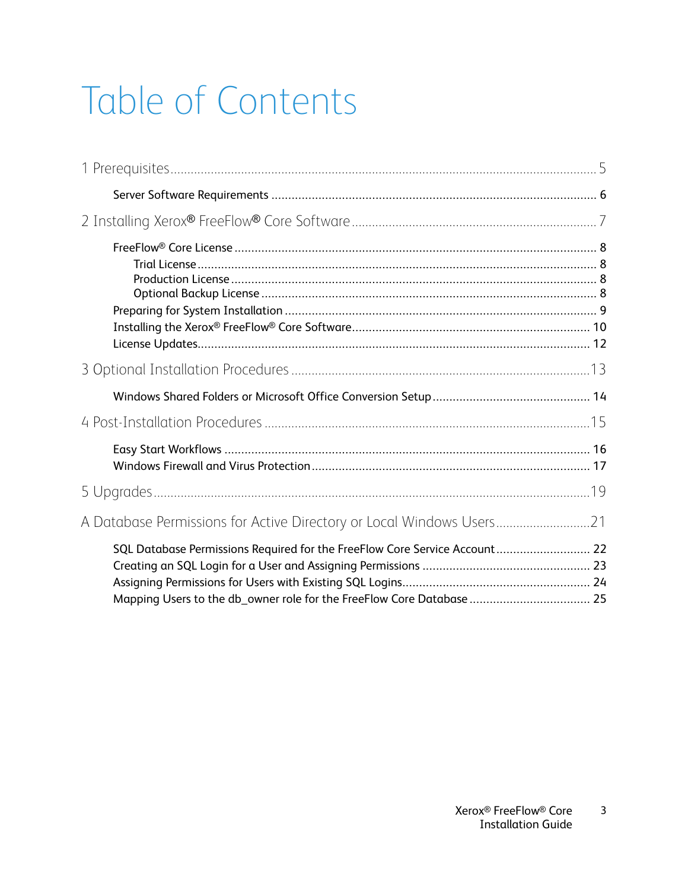# Table of Contents

1 Prerequisites ........................................................................................................................ 5

- Server Software Requirements ............................................................................................ 6

2 Installing Xerox® FreeFlow® Core Software ........................................................................ 7

- FreeFlow® Core License ...................................................................................................... 8
  - Trial License ................................................................................................................... 8
  - Production License ......................................................................................................... 8
  - Optional Backup License ................................................................................................ 8
- Preparing for System Installation ........................................................................................ 9
- Installing the Xerox® FreeFlow® Core Software ................................................................. 10
- License Updates ................................................................................................................ 12

3 Optional Installation Procedures ........................................................................................ 13

- Windows Shared Folders or Microsoft Office Conversion Setup ......................................... 14

4 Post-Installation Procedures ............................................................................................... 15

- Easy Start Workflows ......................................................................................................... 16
- Windows Firewall and Virus Protection ............................................................................. 17

5 Upgrades ............................................................................................................................. 19

A Database Permissions for Active Directory or Local Windows Users ................................... 21

- SQL Database Permissions Required for the FreeFlow Core Service Account ..................... 22
- Creating an SQL Login for a User and Assigning Permissions ............................................ 23
- Assigning Permissions for Users with Existing SQL Logins ................................................. 24
- Mapping Users to the db_owner role for the FreeFlow Core Database ................................ 25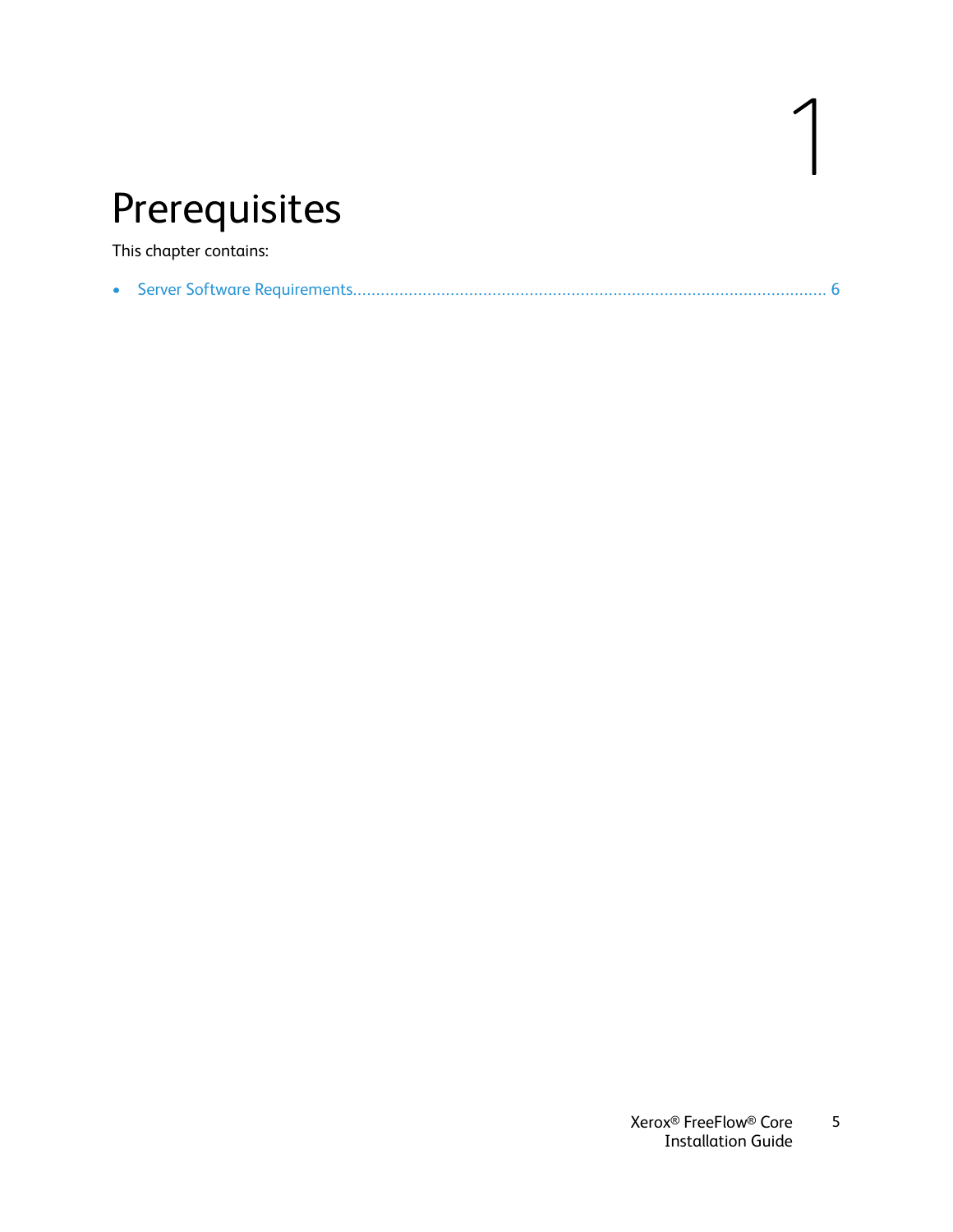# 1 Prerequisites

This chapter contains:

- Server Software Requirements..................................................................................................... 6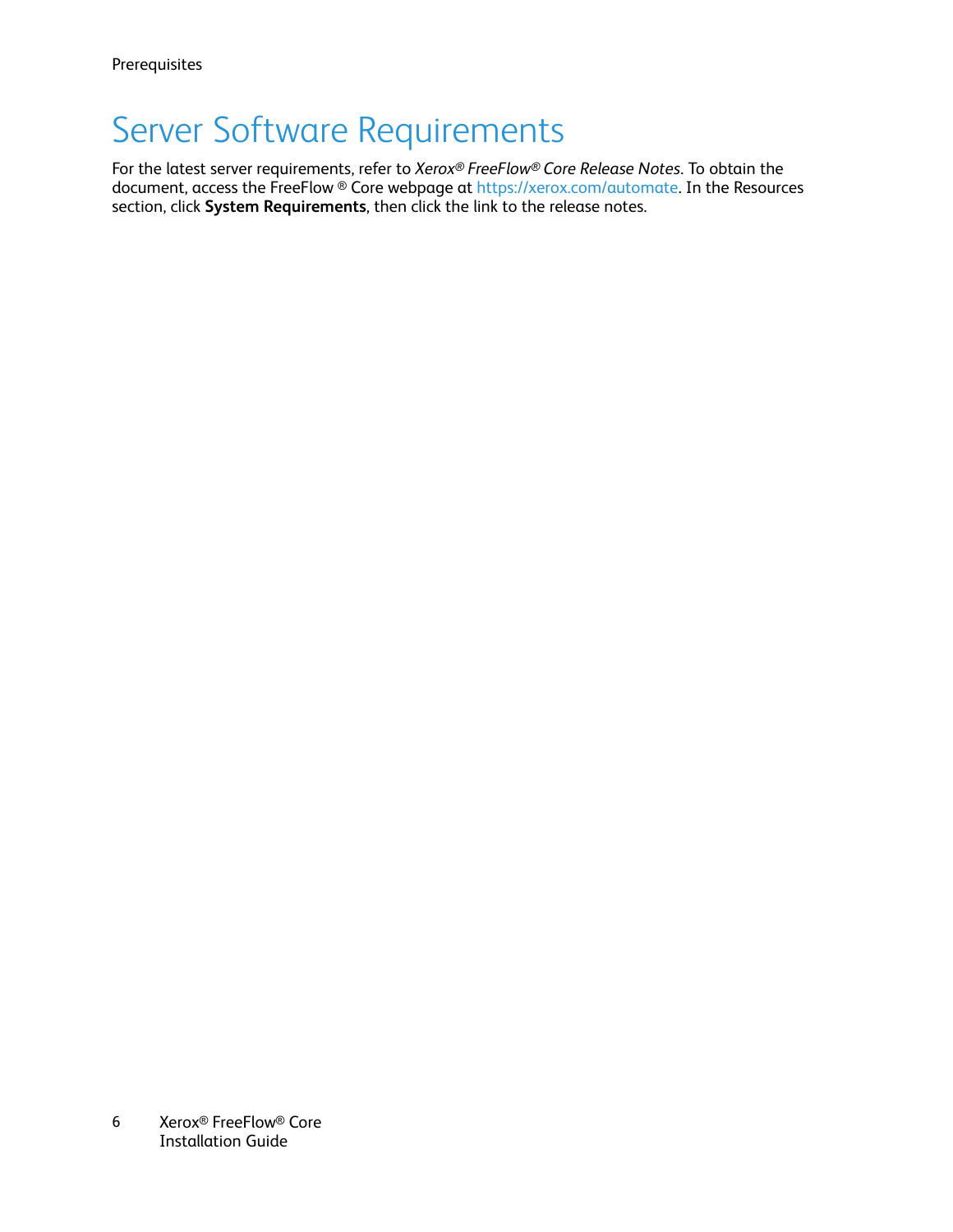# Server Software Requirements

For the latest server requirements, refer to *Xerox® FreeFlow® Core Release Notes*. To obtain the document, access the FreeFlow ® Core webpage at https://xerox.com/automate. In the Resources section, click **System Requirements**, then click the link to the release notes.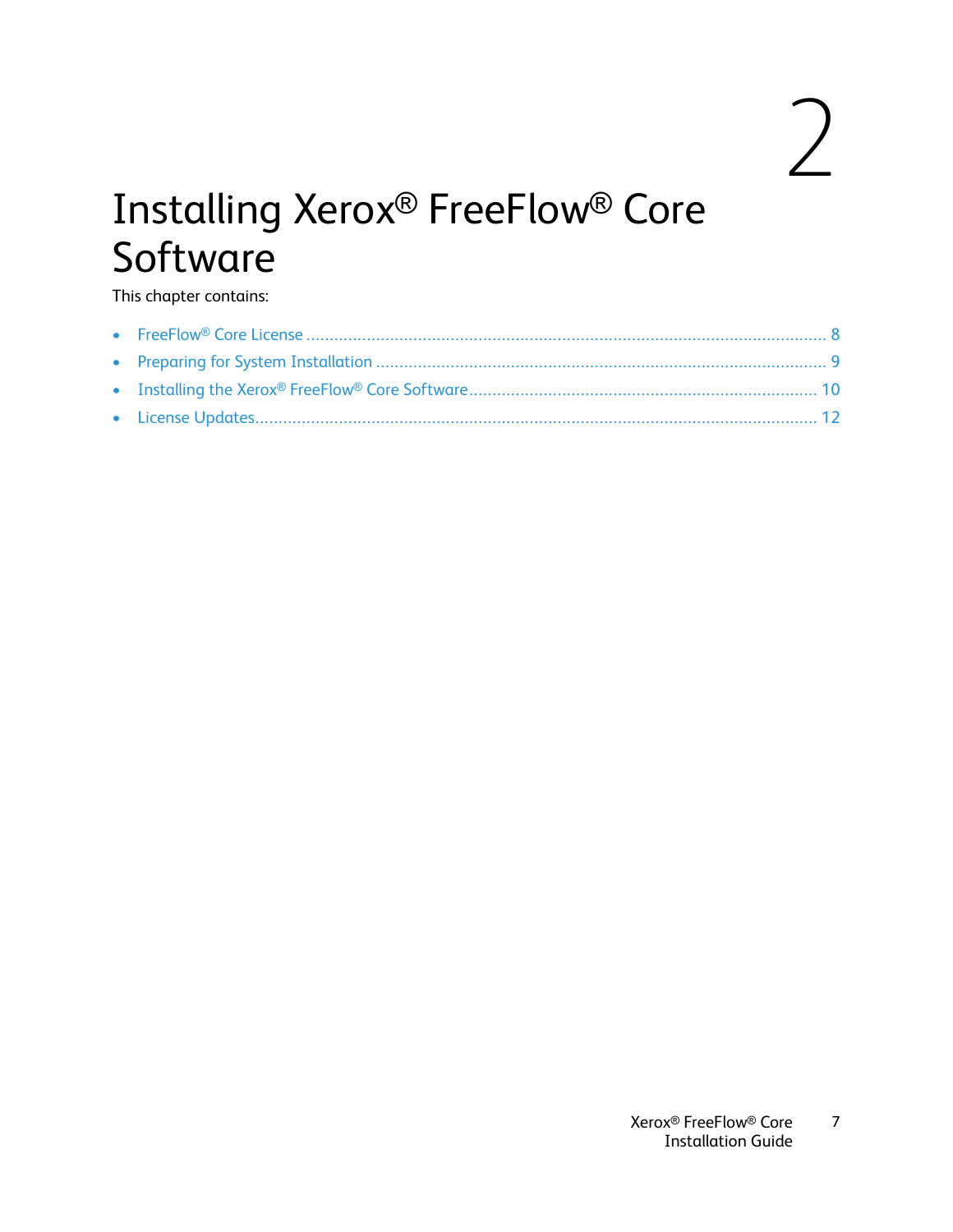# 2 Installing Xerox® FreeFlow® Core Software

This chapter contains:

- FreeFlow® Core License ........................................................................................................ 8
- Preparing for System Installation ......................................................................................... 9
- Installing the Xerox® FreeFlow® Core Software ................................................................... 10
- License Updates .................................................................................................................. 12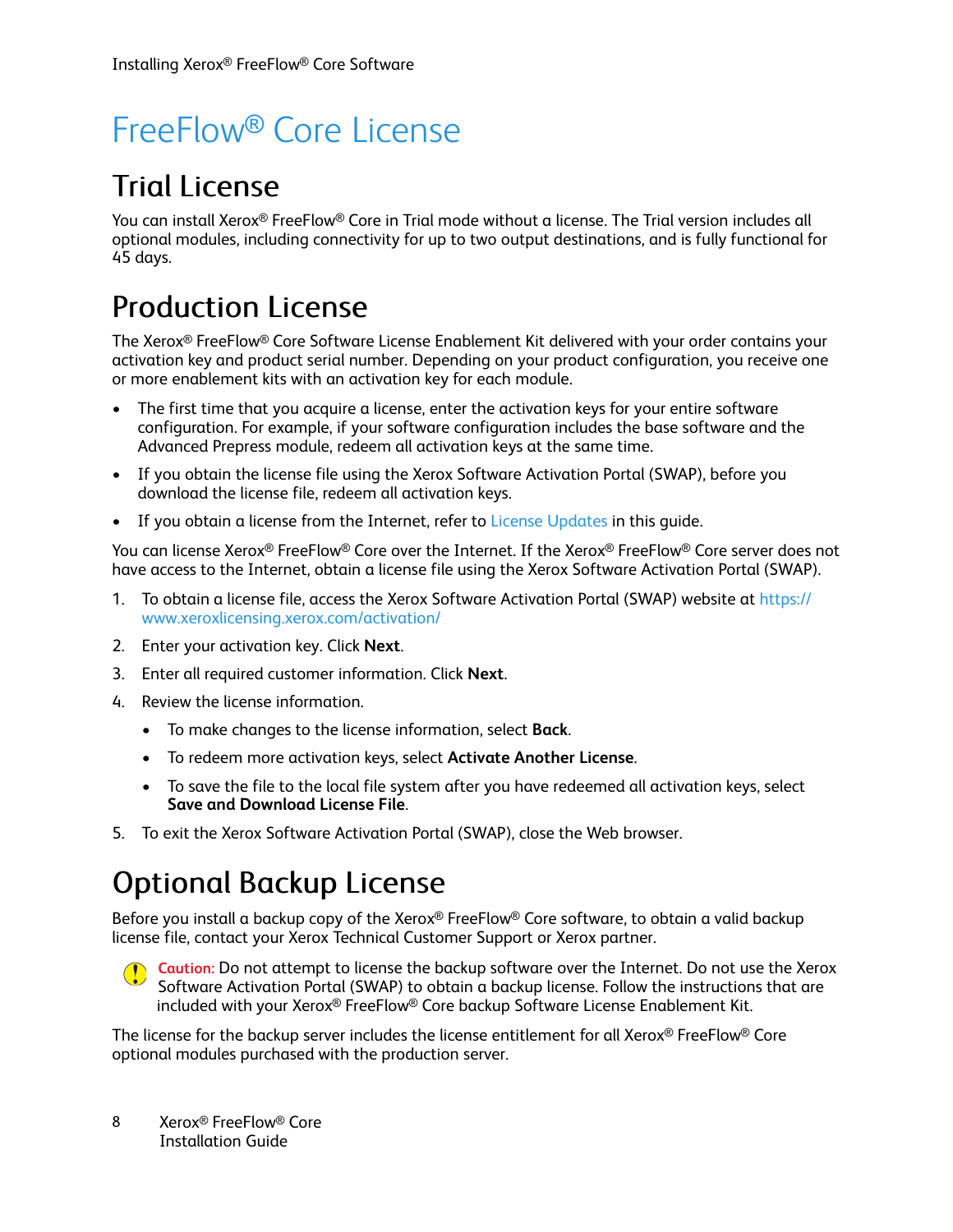# FreeFlow® Core License

## Trial License

You can install Xerox® FreeFlow® Core in Trial mode without a license. The Trial version includes all optional modules, including connectivity for up to two output destinations, and is fully functional for 45 days.

## Production License

The Xerox® FreeFlow® Core Software License Enablement Kit delivered with your order contains your activation key and product serial number. Depending on your product configuration, you receive one or more enablement kits with an activation key for each module.

- The first time that you acquire a license, enter the activation keys for your entire software configuration. For example, if your software configuration includes the base software and the Advanced Prepress module, redeem all activation keys at the same time.
- If you obtain the license file using the Xerox Software Activation Portal (SWAP), before you download the license file, redeem all activation keys.
- If you obtain a license from the Internet, refer to License Updates in this guide.

You can license Xerox® FreeFlow® Core over the Internet. If the Xerox® FreeFlow® Core server does not have access to the Internet, obtain a license file using the Xerox Software Activation Portal (SWAP).

1. To obtain a license file, access the Xerox Software Activation Portal (SWAP) website at https://www.xeroxlicensing.xerox.com/activation/
2. Enter your activation key. Click **Next**.
3. Enter all required customer information. Click **Next**.
4. Review the license information.
   - To make changes to the license information, select **Back**.
   - To redeem more activation keys, select **Activate Another License**.
   - To save the file to the local file system after you have redeemed all activation keys, select **Save and Download License File**.
5. To exit the Xerox Software Activation Portal (SWAP), close the Web browser.

## Optional Backup License

Before you install a backup copy of the Xerox® FreeFlow® Core software, to obtain a valid backup license file, contact your Xerox Technical Customer Support or Xerox partner.

**Caution:** Do not attempt to license the backup software over the Internet. Do not use the Xerox Software Activation Portal (SWAP) to obtain a backup license. Follow the instructions that are included with your Xerox® FreeFlow® Core backup Software License Enablement Kit.

The license for the backup server includes the license entitlement for all Xerox® FreeFlow® Core optional modules purchased with the production server.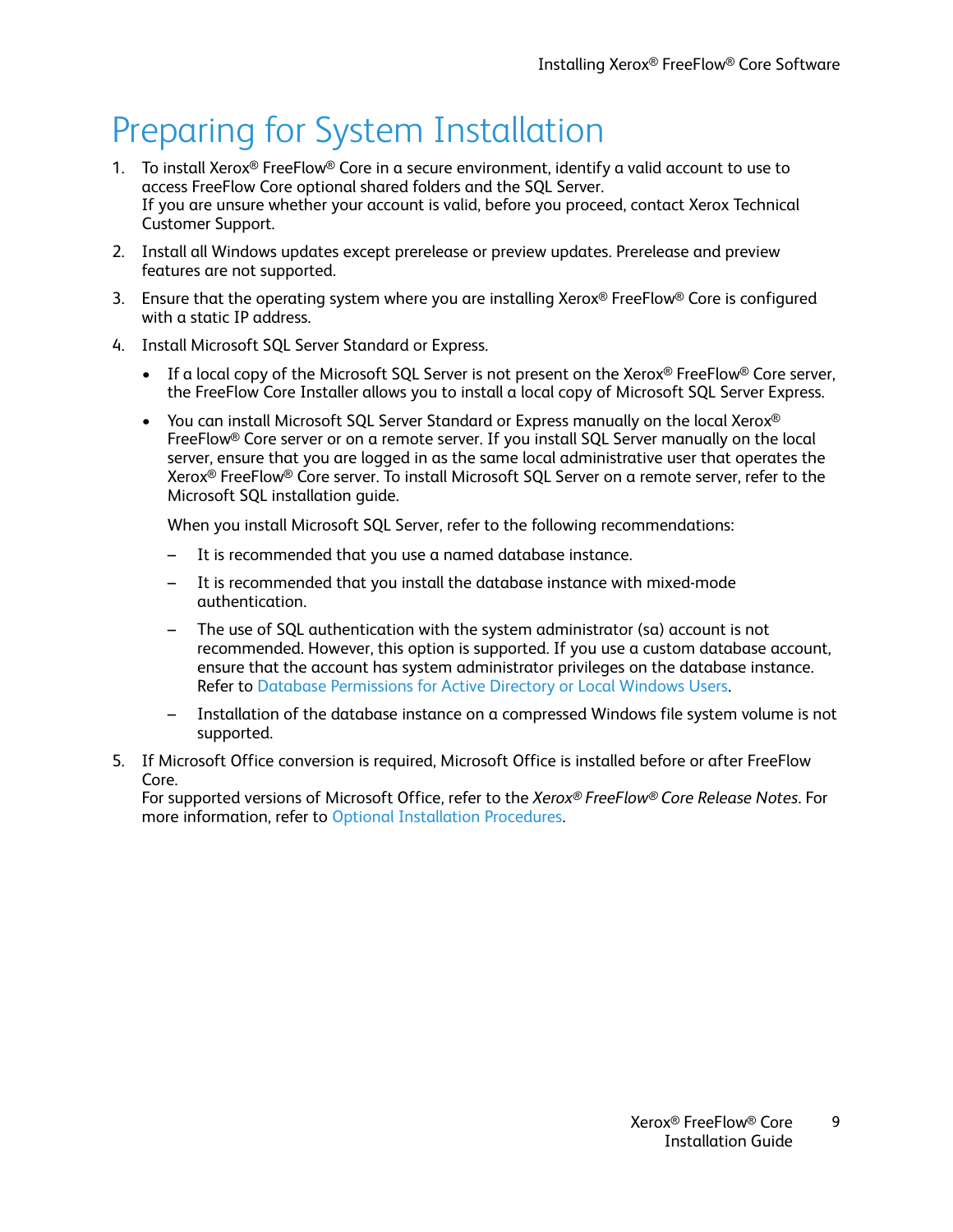# Preparing for System Installation

1. To install Xerox® FreeFlow® Core in a secure environment, identify a valid account to use to access FreeFlow Core optional shared folders and the SQL Server.
   If you are unsure whether your account is valid, before you proceed, contact Xerox Technical Customer Support.

2. Install all Windows updates except prerelease or preview updates. Prerelease and preview features are not supported.

3. Ensure that the operating system where you are installing Xerox® FreeFlow® Core is configured with a static IP address.

4. Install Microsoft SQL Server Standard or Express.

   - If a local copy of the Microsoft SQL Server is not present on the Xerox® FreeFlow® Core server, the FreeFlow Core Installer allows you to install a local copy of Microsoft SQL Server Express.
   - You can install Microsoft SQL Server Standard or Express manually on the local Xerox® FreeFlow® Core server or on a remote server. If you install SQL Server manually on the local server, ensure that you are logged in as the same local administrative user that operates the Xerox® FreeFlow® Core server. To install Microsoft SQL Server on a remote server, refer to the Microsoft SQL installation guide.

     When you install Microsoft SQL Server, refer to the following recommendations:

     – It is recommended that you use a named database instance.

     – It is recommended that you install the database instance with mixed-mode authentication.

     – The use of SQL authentication with the system administrator (sa) account is not recommended. However, this option is supported. If you use a custom database account, ensure that the account has system administrator privileges on the database instance. Refer to Database Permissions for Active Directory or Local Windows Users.

     – Installation of the database instance on a compressed Windows file system volume is not supported.

5. If Microsoft Office conversion is required, Microsoft Office is installed before or after FreeFlow Core.
   For supported versions of Microsoft Office, refer to the *Xerox® FreeFlow® Core Release Notes*. For more information, refer to Optional Installation Procedures.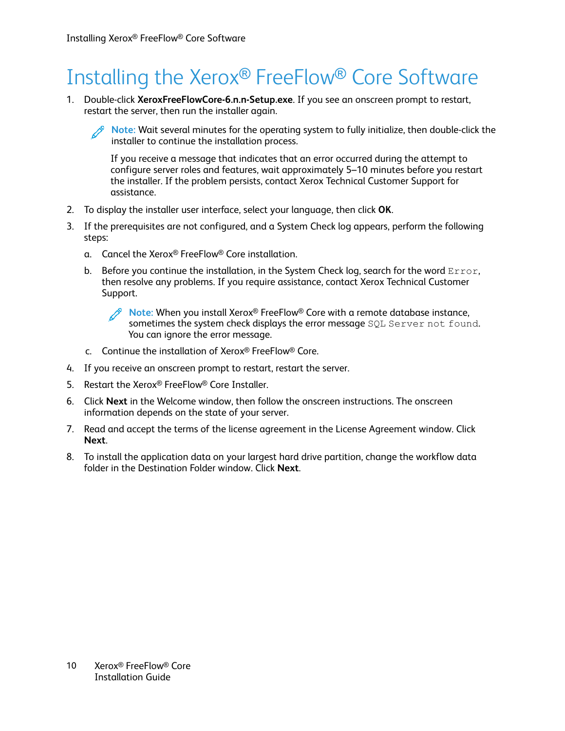# Installing the Xerox® FreeFlow® Core Software

1. Double-click **XeroxFreeFlowCore-6.n.n-Setup.exe**. If you see an onscreen prompt to restart, restart the server, then run the installer again.

   **Note:** Wait several minutes for the operating system to fully initialize, then double-click the installer to continue the installation process.

   If you receive a message that indicates that an error occurred during the attempt to configure server roles and features, wait approximately 5–10 minutes before you restart the installer. If the problem persists, contact Xerox Technical Customer Support for assistance.

2. To display the installer user interface, select your language, then click **OK**.
3. If the prerequisites are not configured, and a System Check log appears, perform the following steps:
   a. Cancel the Xerox® FreeFlow® Core installation.
   b. Before you continue the installation, in the System Check log, search for the word `Error`, then resolve any problems. If you require assistance, contact Xerox Technical Customer Support.

      **Note:** When you install Xerox® FreeFlow® Core with a remote database instance, sometimes the system check displays the error message `SQL Server not found`. You can ignore the error message.

   c. Continue the installation of Xerox® FreeFlow® Core.
4. If you receive an onscreen prompt to restart, restart the server.
5. Restart the Xerox® FreeFlow® Core Installer.
6. Click **Next** in the Welcome window, then follow the onscreen instructions. The onscreen information depends on the state of your server.
7. Read and accept the terms of the license agreement in the License Agreement window. Click **Next**.
8. To install the application data on your largest hard drive partition, change the workflow data folder in the Destination Folder window. Click **Next**.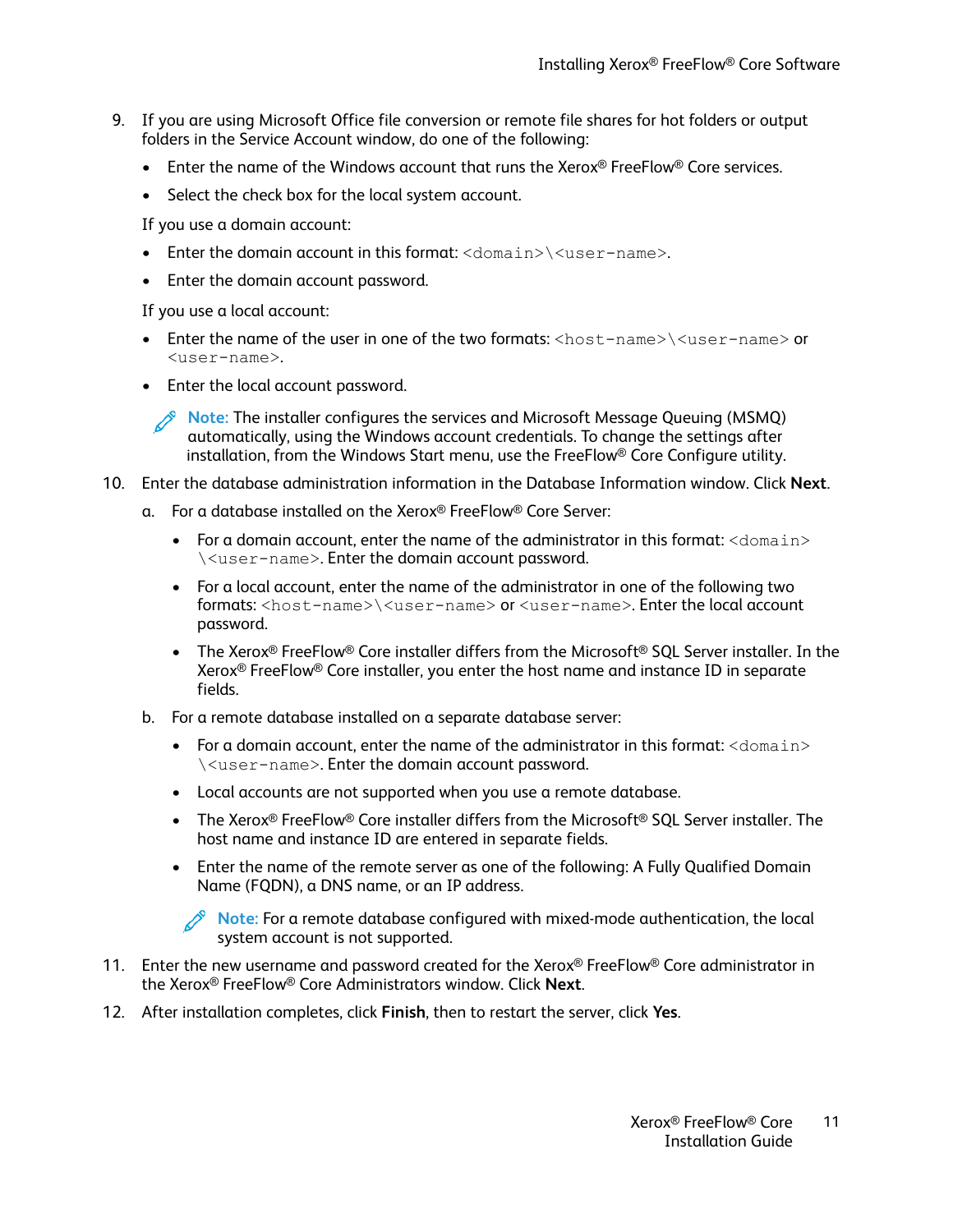9. If you are using Microsoft Office file conversion or remote file shares for hot folders or output folders in the Service Account window, do one of the following:

   - Enter the name of the Windows account that runs the Xerox® FreeFlow® Core services.
   - Select the check box for the local system account.

   If you use a domain account:

   - Enter the domain account in this format: `<domain>\<user-name>`.
   - Enter the domain account password.

   If you use a local account:

   - Enter the name of the user in one of the two formats: `<host-name>\<user-name>` or `<user-name>`.
   - Enter the local account password.

   Note: The installer configures the services and Microsoft Message Queuing (MSMQ) automatically, using the Windows account credentials. To change the settings after installation, from the Windows Start menu, use the FreeFlow® Core Configure utility.

10. Enter the database administration information in the Database Information window. Click **Next**.

    a. For a database installed on the Xerox® FreeFlow® Core Server:

       - For a domain account, enter the name of the administrator in this format: `<domain>\<user-name>`. Enter the domain account password.
       - For a local account, enter the name of the administrator in one of the following two formats: `<host-name>\<user-name>` or `<user-name>`. Enter the local account password.
       - The Xerox® FreeFlow® Core installer differs from the Microsoft® SQL Server installer. In the Xerox® FreeFlow® Core installer, you enter the host name and instance ID in separate fields.

    b. For a remote database installed on a separate database server:

       - For a domain account, enter the name of the administrator in this format: `<domain>\<user-name>`. Enter the domain account password.
       - Local accounts are not supported when you use a remote database.
       - The Xerox® FreeFlow® Core installer differs from the Microsoft® SQL Server installer. The host name and instance ID are entered in separate fields.
       - Enter the name of the remote server as one of the following: A Fully Qualified Domain Name (FQDN), a DNS name, or an IP address.

       Note: For a remote database configured with mixed-mode authentication, the local system account is not supported.

11. Enter the new username and password created for the Xerox® FreeFlow® Core administrator in the Xerox® FreeFlow® Core Administrators window. Click **Next**.

12. After installation completes, click **Finish**, then to restart the server, click **Yes**.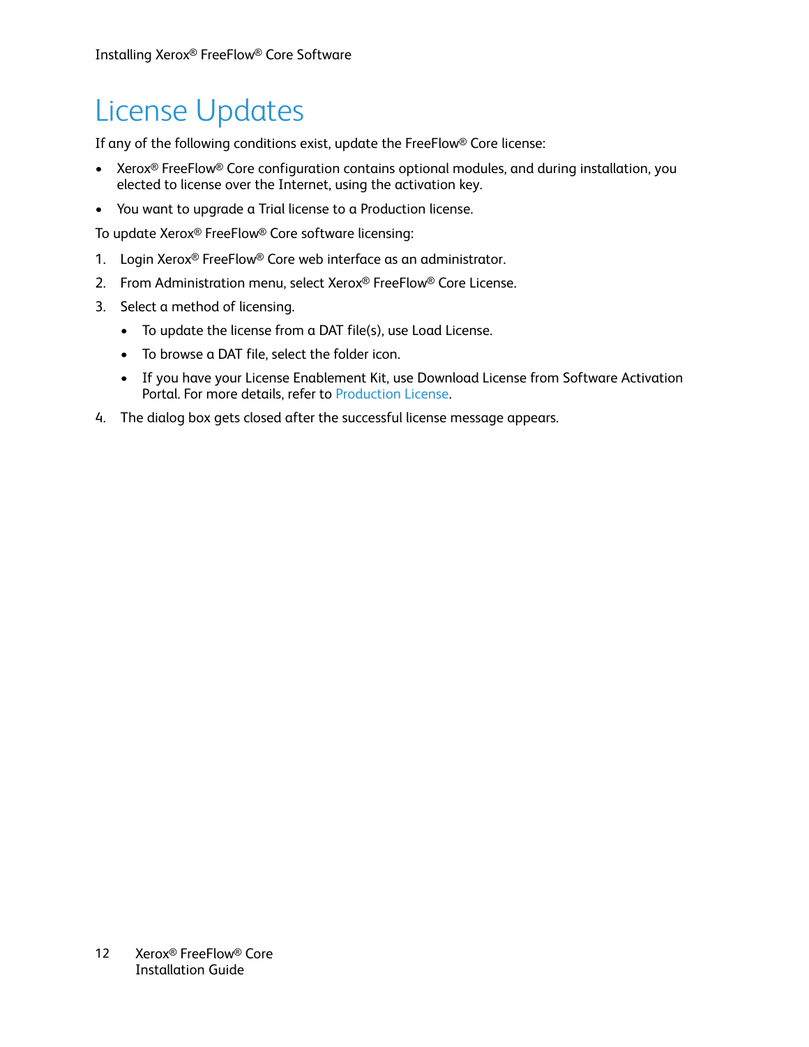# License Updates

If any of the following conditions exist, update the FreeFlow® Core license:

- Xerox® FreeFlow® Core configuration contains optional modules, and during installation, you elected to license over the Internet, using the activation key.
- You want to upgrade a Trial license to a Production license.

To update Xerox® FreeFlow® Core software licensing:

1. Login Xerox® FreeFlow® Core web interface as an administrator.
2. From Administration menu, select Xerox® FreeFlow® Core License.
3. Select a method of licensing.
   - To update the license from a DAT file(s), use Load License.
   - To browse a DAT file, select the folder icon.
   - If you have your License Enablement Kit, use Download License from Software Activation Portal. For more details, refer to Production License.
4. The dialog box gets closed after the successful license message appears.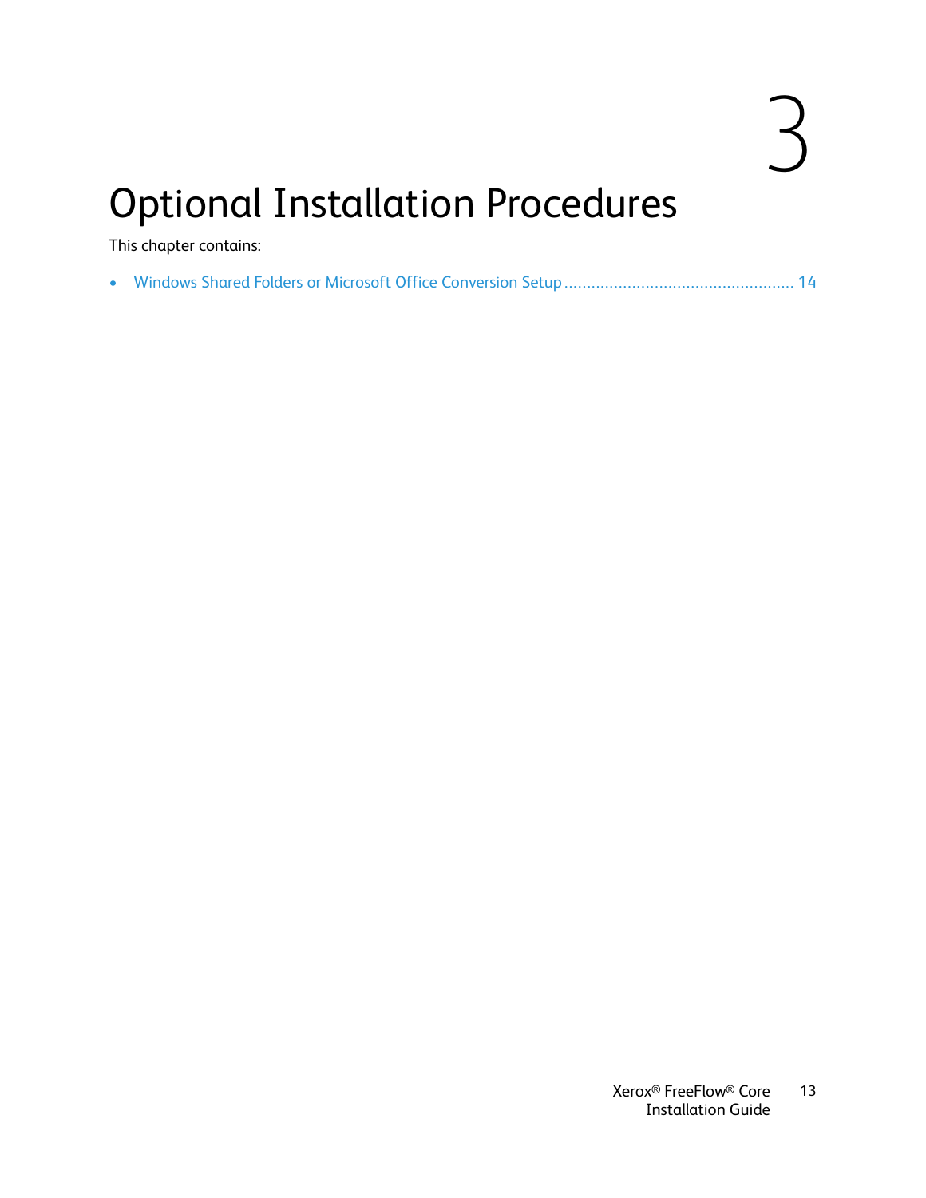# 3 Optional Installation Procedures

This chapter contains:

- Windows Shared Folders or Microsoft Office Conversion Setup .................................................. 14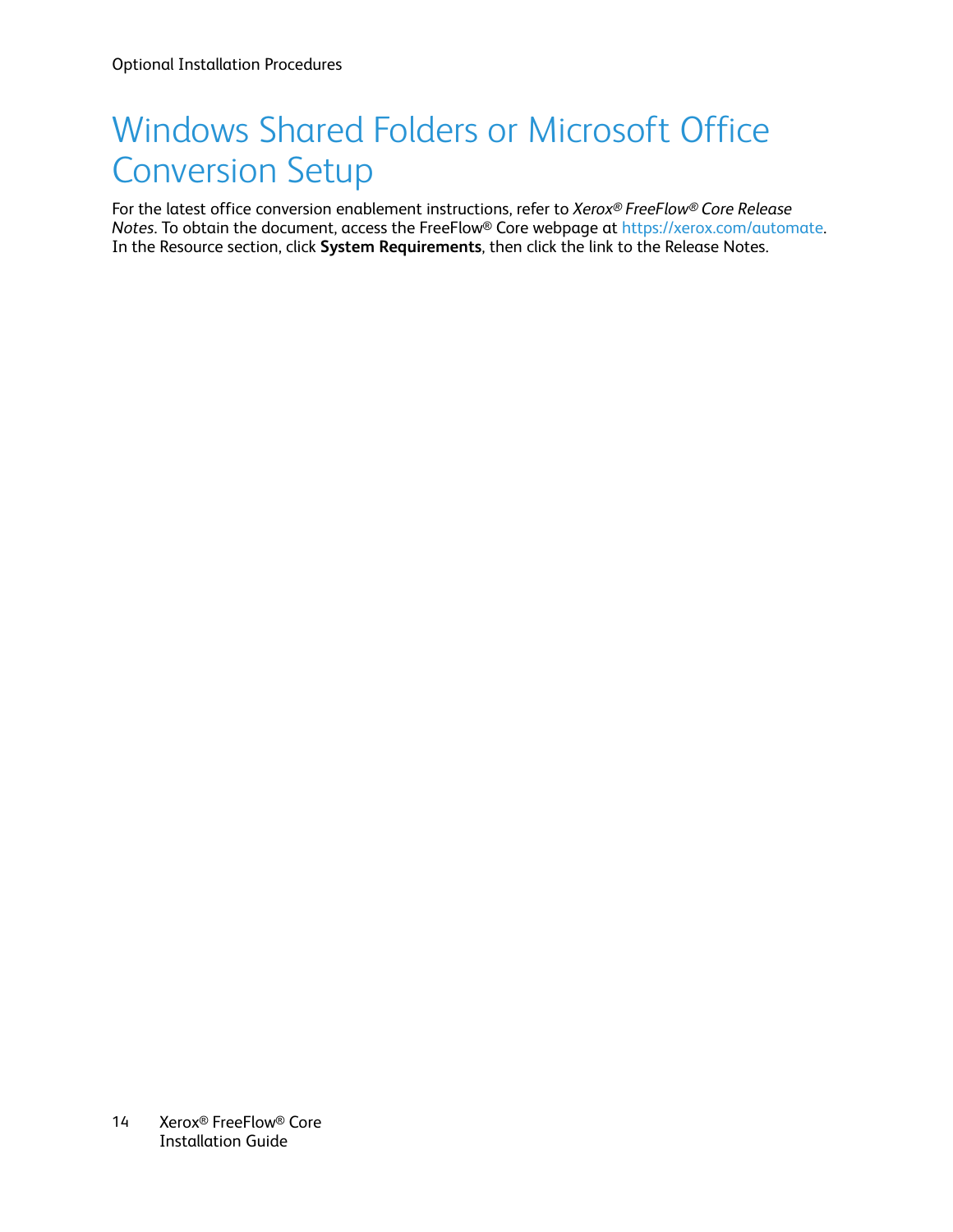# Windows Shared Folders or Microsoft Office Conversion Setup

For the latest office conversion enablement instructions, refer to *Xerox® FreeFlow® Core Release Notes*. To obtain the document, access the FreeFlow® Core webpage at https://xerox.com/automate. In the Resource section, click **System Requirements**, then click the link to the Release Notes.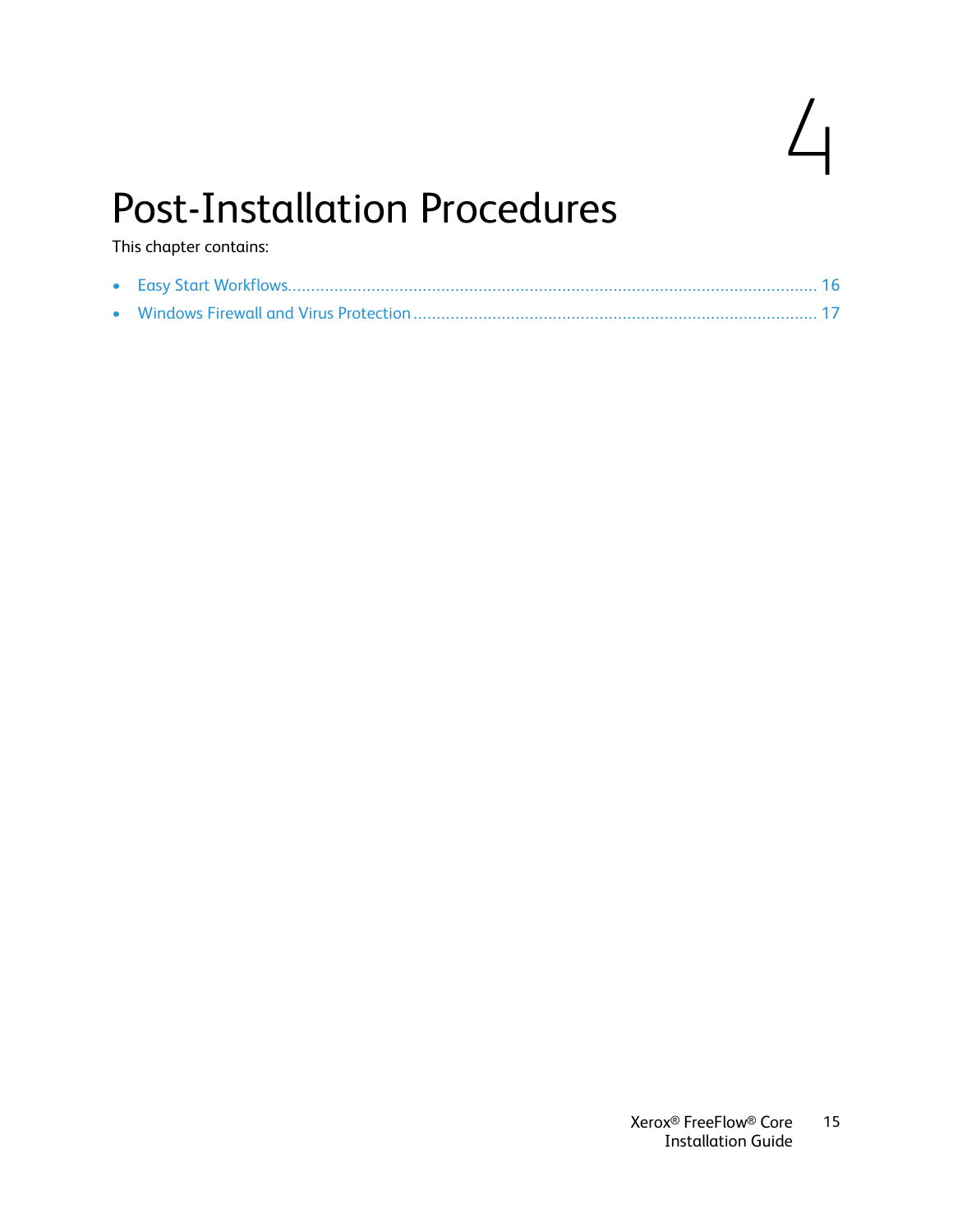# 4 Post-Installation Procedures

This chapter contains:

- Easy Start Workflows................................................................................................................ 16
- Windows Firewall and Virus Protection ...................................................................................... 17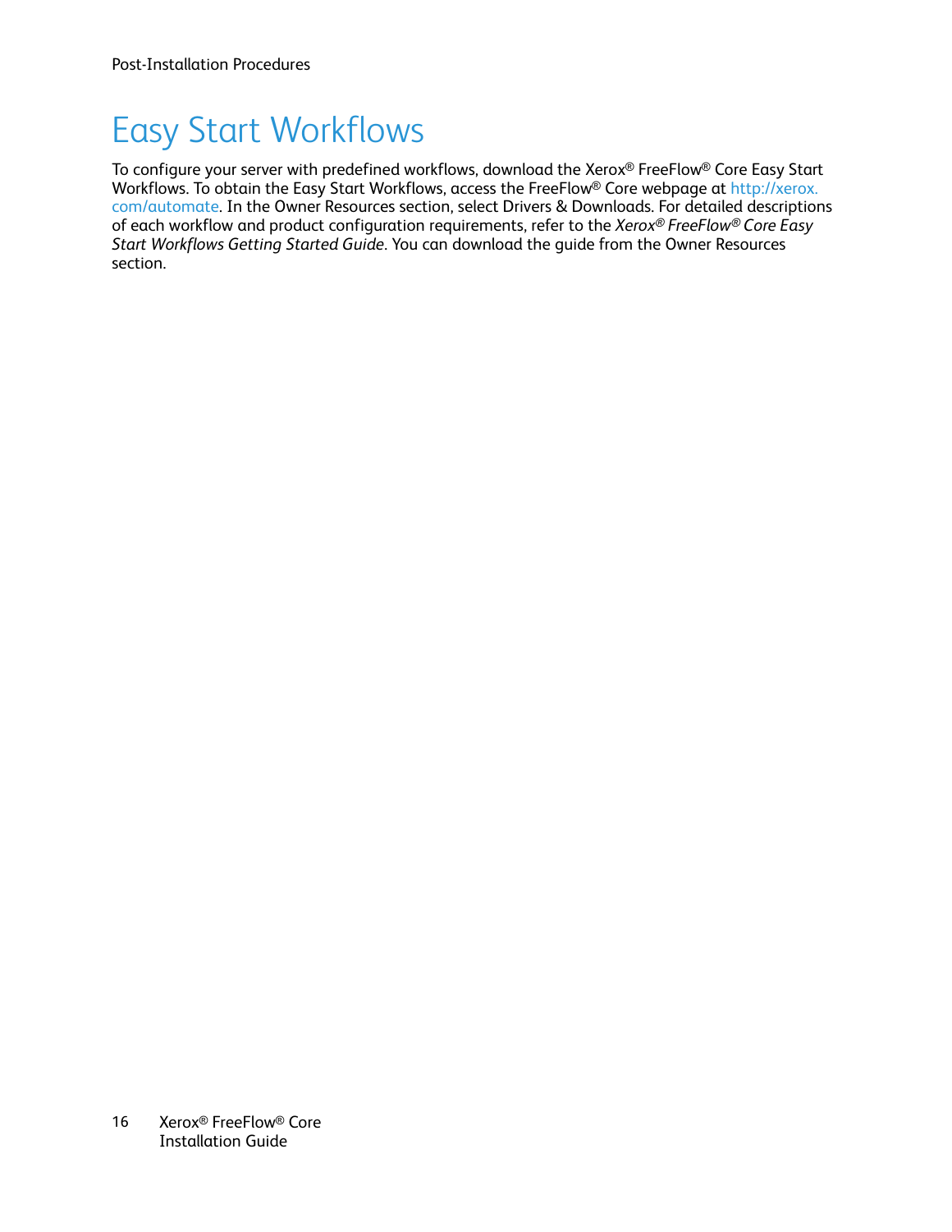# Easy Start Workflows

To configure your server with predefined workflows, download the Xerox® FreeFlow® Core Easy Start Workflows. To obtain the Easy Start Workflows, access the FreeFlow® Core webpage at http://xerox.com/automate. In the Owner Resources section, select Drivers & Downloads. For detailed descriptions of each workflow and product configuration requirements, refer to the *Xerox® FreeFlow® Core Easy Start Workflows Getting Started Guide*. You can download the guide from the Owner Resources section.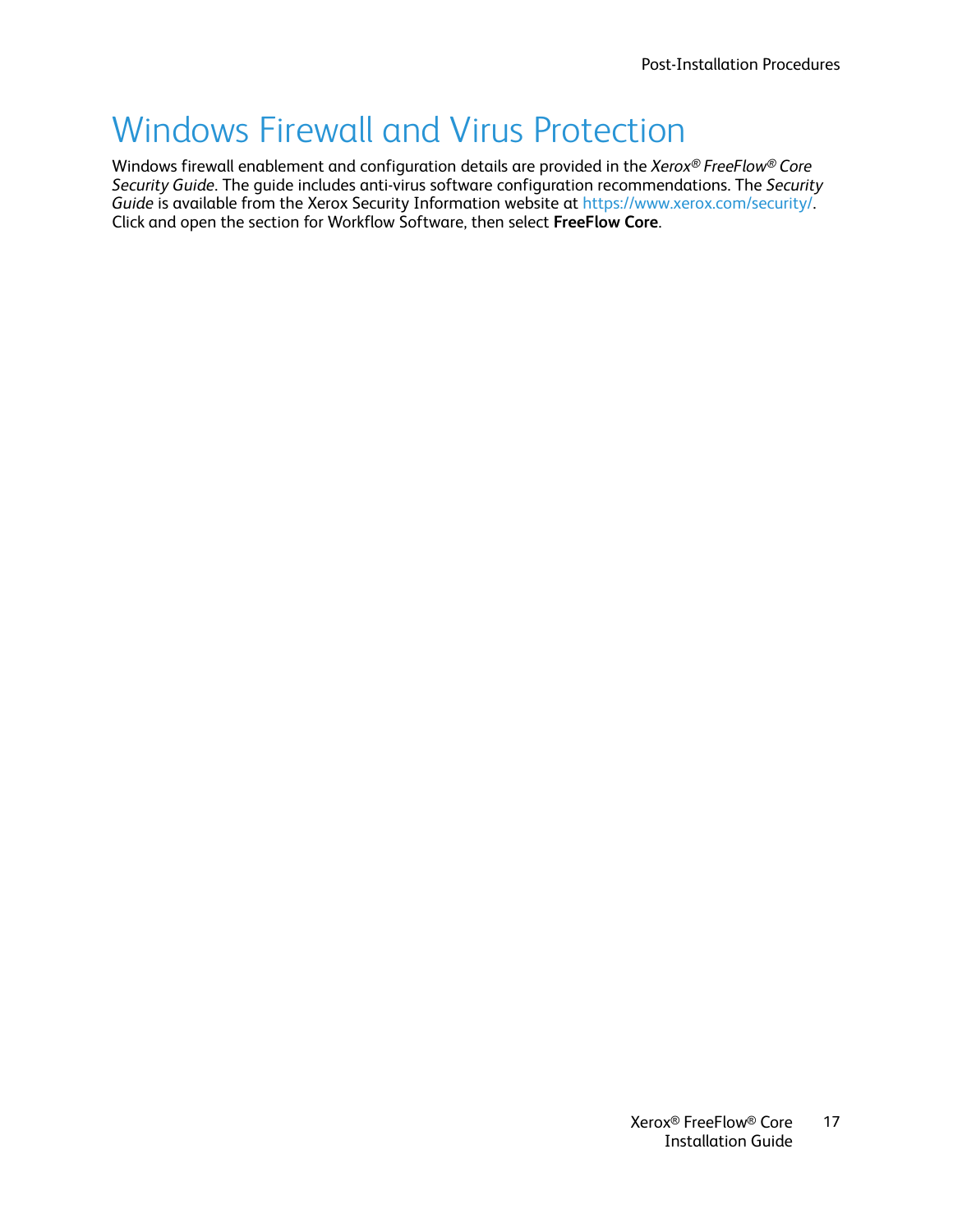# Windows Firewall and Virus Protection

Windows firewall enablement and configuration details are provided in the *Xerox® FreeFlow® Core Security Guide*. The guide includes anti-virus software configuration recommendations. The *Security Guide* is available from the Xerox Security Information website at https://www.xerox.com/security/. Click and open the section for Workflow Software, then select **FreeFlow Core**.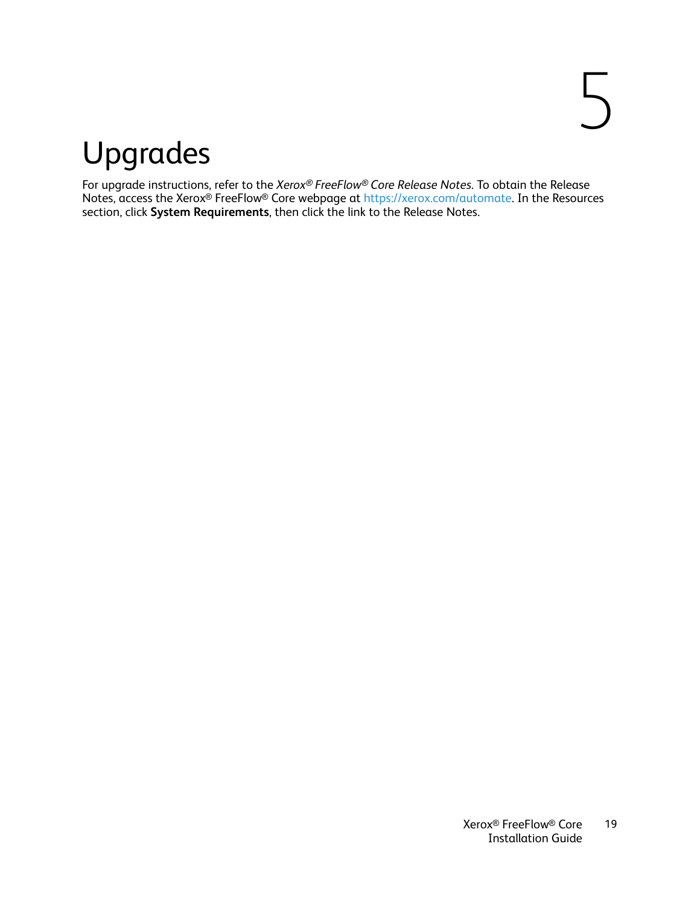# 5 Upgrades

For upgrade instructions, refer to the *Xerox® FreeFlow® Core Release Notes*. To obtain the Release Notes, access the Xerox® FreeFlow® Core webpage at https://xerox.com/automate. In the Resources section, click **System Requirements**, then click the link to the Release Notes.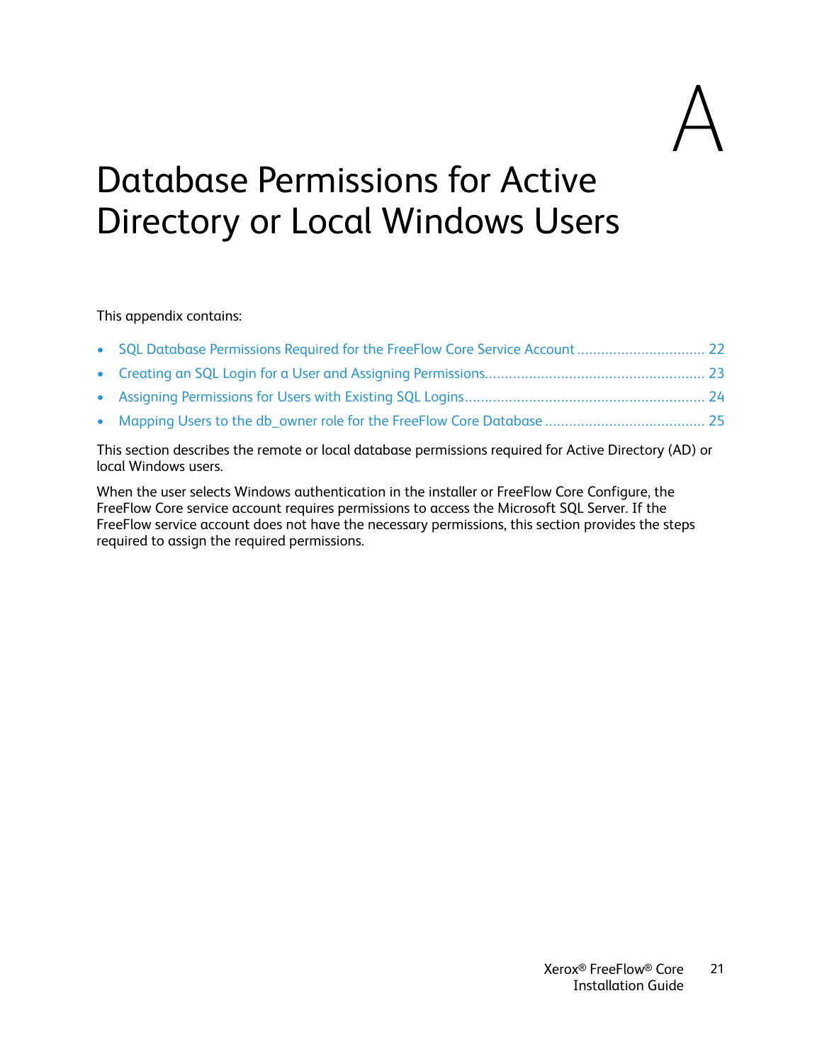# A

# Database Permissions for Active Directory or Local Windows Users

This appendix contains:

- SQL Database Permissions Required for the FreeFlow Core Service Account ................................ 22
- Creating an SQL Login for a User and Assigning Permissions...................................................... 23
- Assigning Permissions for Users with Existing SQL Logins........................................................... 24
- Mapping Users to the db_owner role for the FreeFlow Core Database ....................................... 25

This section describes the remote or local database permissions required for Active Directory (AD) or local Windows users.

When the user selects Windows authentication in the installer or FreeFlow Core Configure, the FreeFlow Core service account requires permissions to access the Microsoft SQL Server. If the FreeFlow service account does not have the necessary permissions, this section provides the steps required to assign the required permissions.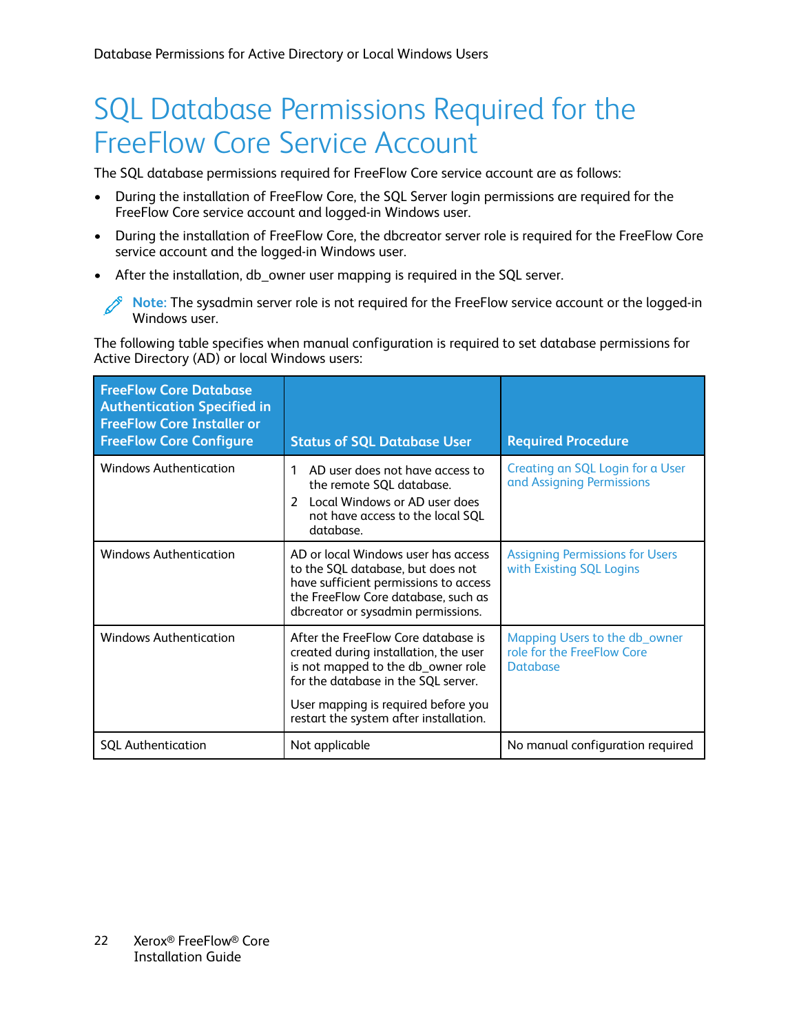# SQL Database Permissions Required for the FreeFlow Core Service Account

The SQL database permissions required for FreeFlow Core service account are as follows:

- During the installation of FreeFlow Core, the SQL Server login permissions are required for the FreeFlow Core service account and logged-in Windows user.
- During the installation of FreeFlow Core, the dbcreator server role is required for the FreeFlow Core service account and the logged-in Windows user.
- After the installation, db_owner user mapping is required in the SQL server.

**Note:** The sysadmin server role is not required for the FreeFlow service account or the logged-in Windows user.

The following table specifies when manual configuration is required to set database permissions for Active Directory (AD) or local Windows users:

| FreeFlow Core Database Authentication Specified in FreeFlow Core Installer or FreeFlow Core Configure | Status of SQL Database User | Required Procedure |
|---|---|---|
| Windows Authentication | 1 AD user does not have access to the remote SQL database.<br>2 Local Windows or AD user does not have access to the local SQL database. | Creating an SQL Login for a User and Assigning Permissions |
| Windows Authentication | AD or local Windows user has access to the SQL database, but does not have sufficient permissions to access the FreeFlow Core database, such as dbcreator or sysadmin permissions. | Assigning Permissions for Users with Existing SQL Logins |
| Windows Authentication | After the FreeFlow Core database is created during installation, the user is not mapped to the db_owner role for the database in the SQL server.<br><br>User mapping is required before you restart the system after installation. | Mapping Users to the db_owner role for the FreeFlow Core Database |
| SQL Authentication | Not applicable | No manual configuration required |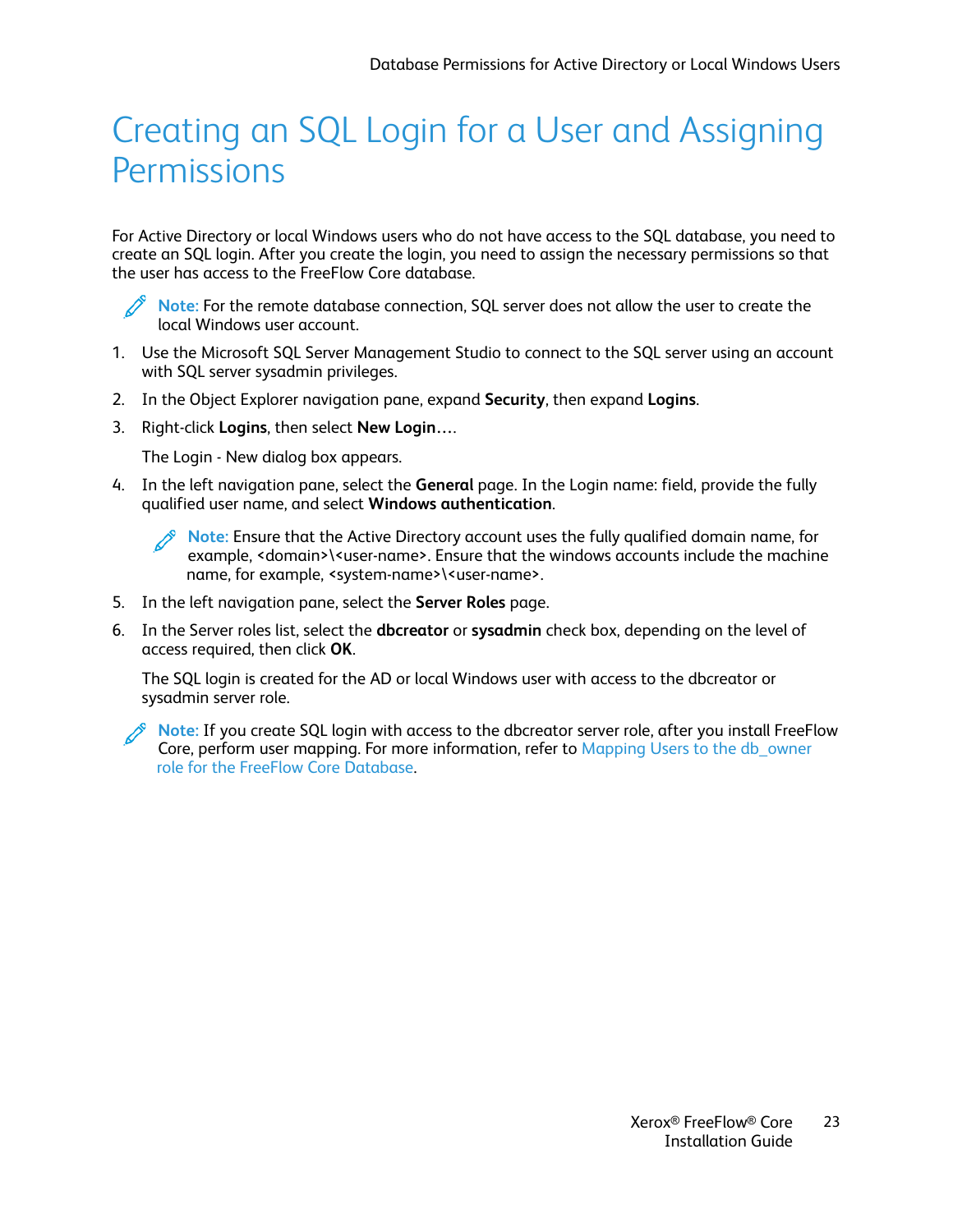# Creating an SQL Login for a User and Assigning Permissions

For Active Directory or local Windows users who do not have access to the SQL database, you need to create an SQL login. After you create the login, you need to assign the necessary permissions so that the user has access to the FreeFlow Core database.

> **Note:** For the remote database connection, SQL server does not allow the user to create the local Windows user account.

1. Use the Microsoft SQL Server Management Studio to connect to the SQL server using an account with SQL server sysadmin privileges.
2. In the Object Explorer navigation pane, expand **Security**, then expand **Logins**.
3. Right-click **Logins**, then select **New Login**….

   The Login - New dialog box appears.
4. In the left navigation pane, select the **General** page. In the Login name: field, provide the fully qualified user name, and select **Windows authentication**.

   > **Note:** Ensure that the Active Directory account uses the fully qualified domain name, for example, <domain>\<user-name>. Ensure that the windows accounts include the machine name, for example, <system-name>\<user-name>.
5. In the left navigation pane, select the **Server Roles** page.
6. In the Server roles list, select the **dbcreator** or **sysadmin** check box, depending on the level of access required, then click **OK**.

   The SQL login is created for the AD or local Windows user with access to the dbcreator or sysadmin server role.

> **Note:** If you create SQL login with access to the dbcreator server role, after you install FreeFlow Core, perform user mapping. For more information, refer to Mapping Users to the db_owner role for the FreeFlow Core Database.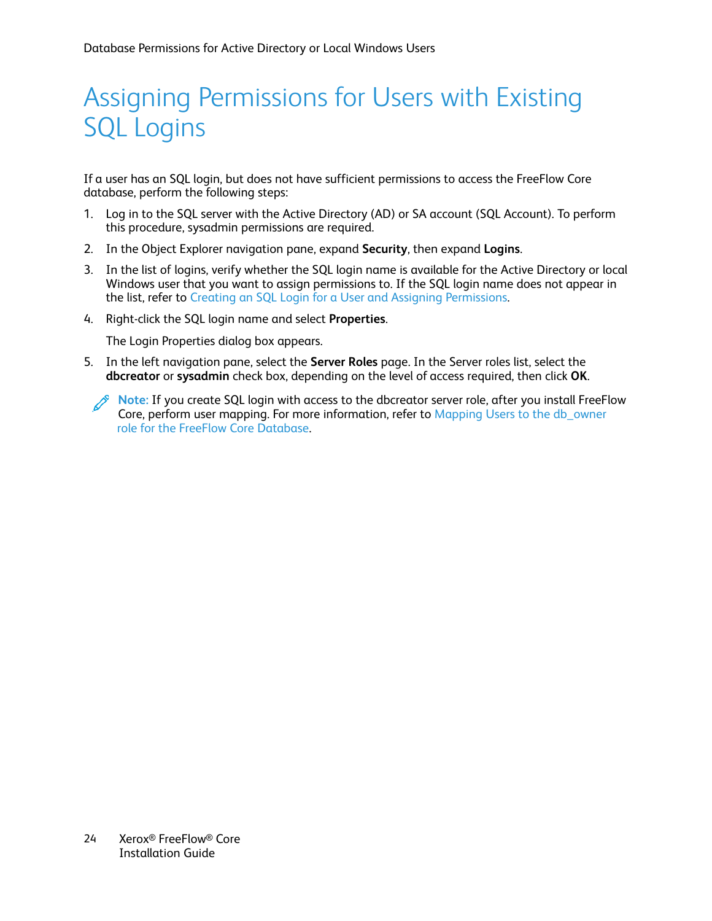# Assigning Permissions for Users with Existing SQL Logins

If a user has an SQL login, but does not have sufficient permissions to access the FreeFlow Core database, perform the following steps:

1. Log in to the SQL server with the Active Directory (AD) or SA account (SQL Account). To perform this procedure, sysadmin permissions are required.
2. In the Object Explorer navigation pane, expand **Security**, then expand **Logins**.
3. In the list of logins, verify whether the SQL login name is available for the Active Directory or local Windows user that you want to assign permissions to. If the SQL login name does not appear in the list, refer to Creating an SQL Login for a User and Assigning Permissions.
4. Right-click the SQL login name and select **Properties**.

   The Login Properties dialog box appears.
5. In the left navigation pane, select the **Server Roles** page. In the Server roles list, select the **dbcreator** or **sysadmin** check box, depending on the level of access required, then click **OK**.

**Note:** If you create SQL login with access to the dbcreator server role, after you install FreeFlow Core, perform user mapping. For more information, refer to Mapping Users to the db_owner role for the FreeFlow Core Database.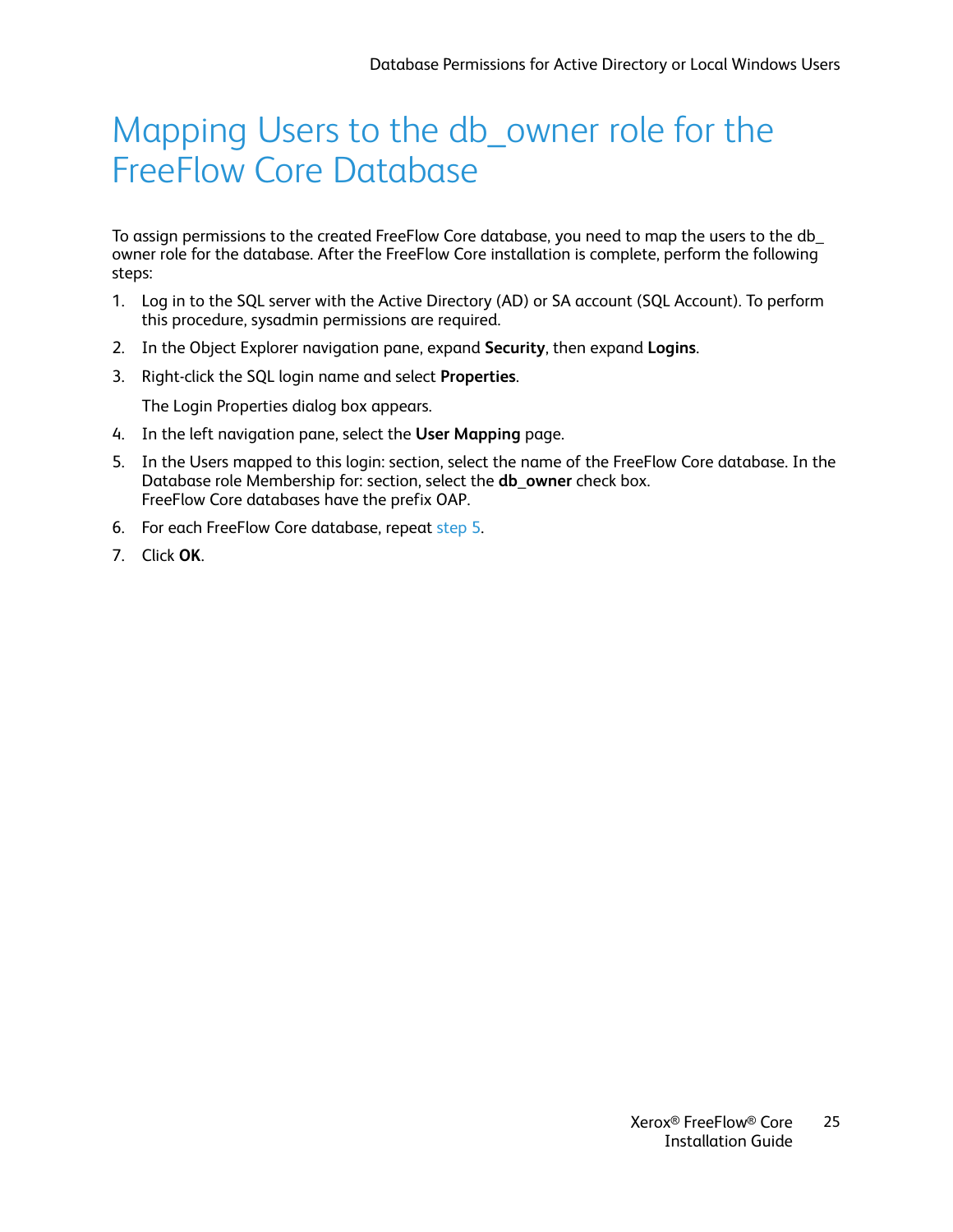# Mapping Users to the db_owner role for the FreeFlow Core Database

To assign permissions to the created FreeFlow Core database, you need to map the users to the db_owner role for the database. After the FreeFlow Core installation is complete, perform the following steps:

1. Log in to the SQL server with the Active Directory (AD) or SA account (SQL Account). To perform this procedure, sysadmin permissions are required.
2. In the Object Explorer navigation pane, expand **Security**, then expand **Logins**.
3. Right-click the SQL login name and select **Properties**.

   The Login Properties dialog box appears.
4. In the left navigation pane, select the **User Mapping** page.
5. In the Users mapped to this login: section, select the name of the FreeFlow Core database. In the Database role Membership for: section, select the **db_owner** check box.
   FreeFlow Core databases have the prefix OAP.
6. For each FreeFlow Core database, repeat step 5.
7. Click **OK**.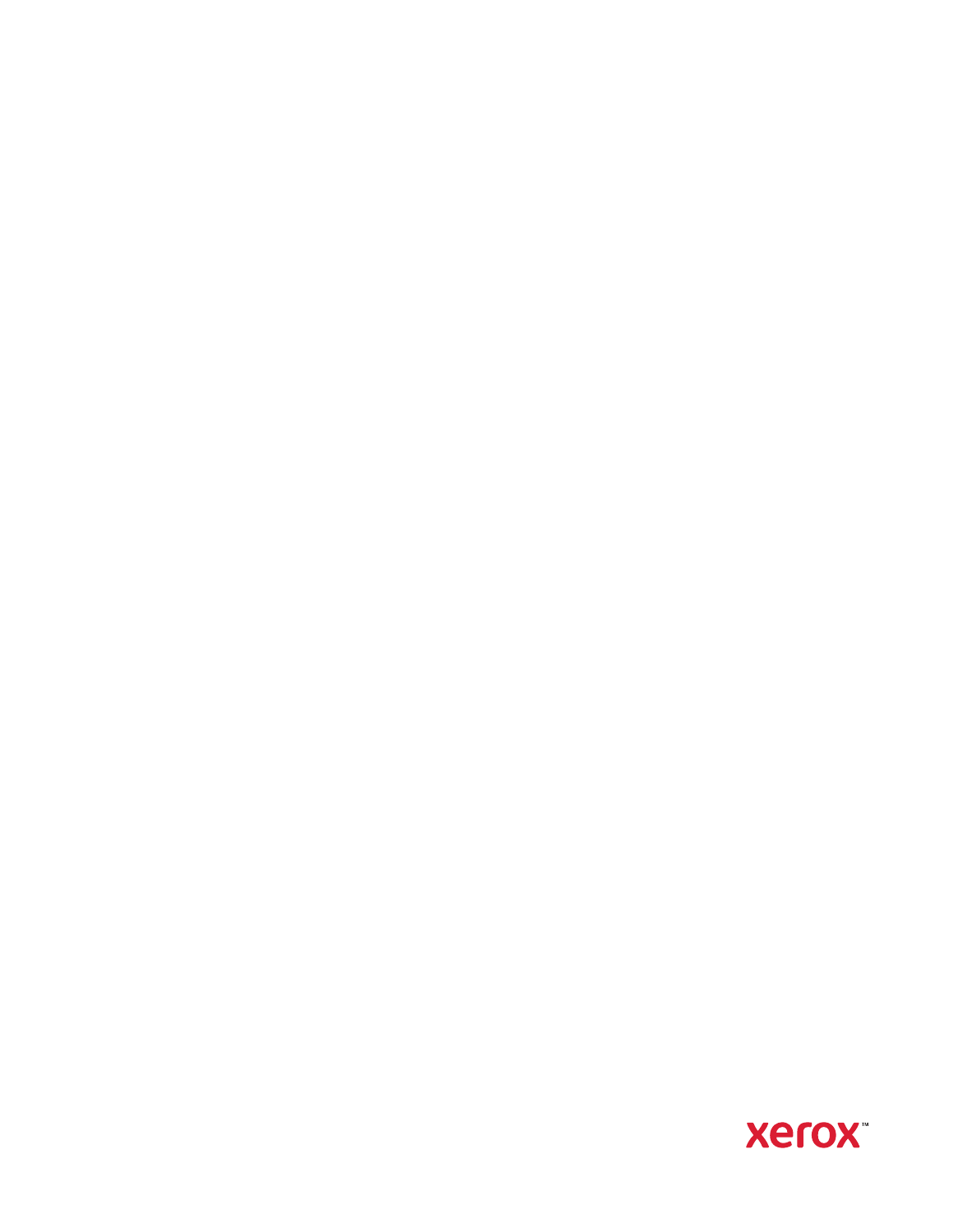xerox™